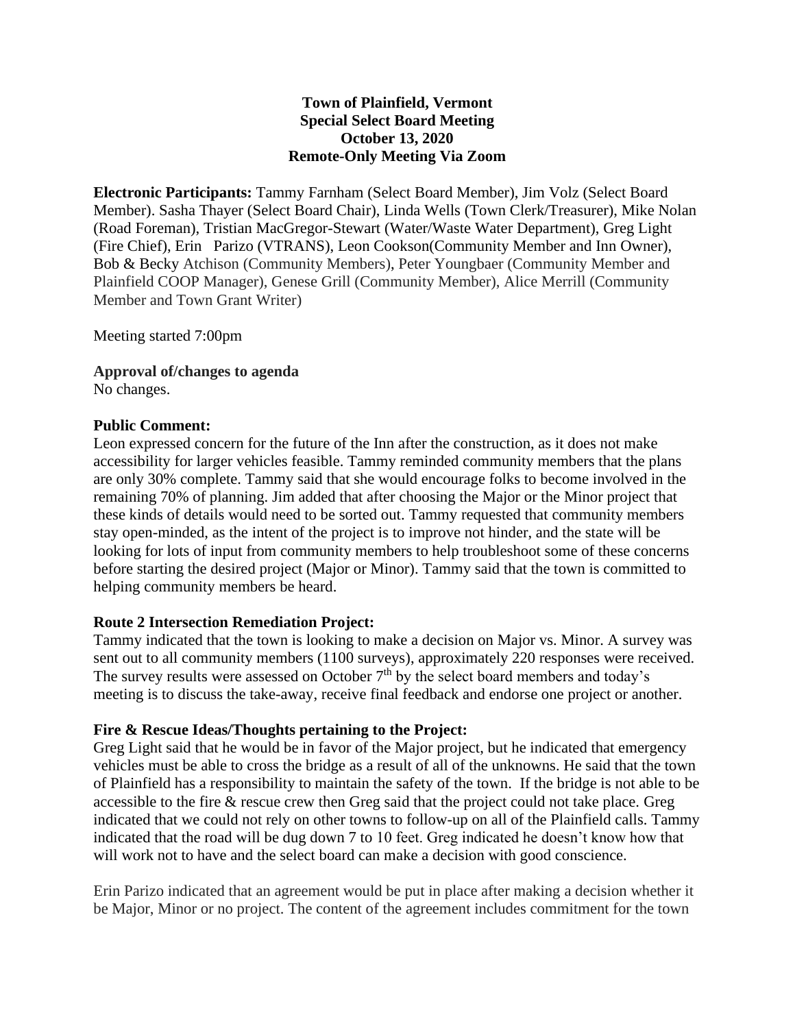**Town of Plainfield, Vermont**
**Special Select Board Meeting**
**October 13, 2020**
**Remote-Only Meeting Via Zoom**

**Electronic Participants:** Tammy Farnham (Select Board Member), Jim Volz (Select Board Member). Sasha Thayer (Select Board Chair), Linda Wells (Town Clerk/Treasurer), Mike Nolan (Road Foreman), Tristian MacGregor-Stewart (Water/Waste Water Department), Greg Light (Fire Chief), Erin Parizo (VTRANS), Leon Cookson(Community Member and Inn Owner), Bob & Becky Atchison (Community Members), Peter Youngbaer (Community Member and Plainfield COOP Manager), Genese Grill (Community Member), Alice Merrill (Community Member and Town Grant Writer)

Meeting started 7:00pm

**Approval of/changes to agenda**
No changes.

**Public Comment:**
Leon expressed concern for the future of the Inn after the construction, as it does not make accessibility for larger vehicles feasible. Tammy reminded community members that the plans are only 30% complete. Tammy said that she would encourage folks to become involved in the remaining 70% of planning. Jim added that after choosing the Major or the Minor project that these kinds of details would need to be sorted out. Tammy requested that community members stay open-minded, as the intent of the project is to improve not hinder, and the state will be looking for lots of input from community members to help troubleshoot some of these concerns before starting the desired project (Major or Minor). Tammy said that the town is committed to helping community members be heard.

**Route 2 Intersection Remediation Project:**
Tammy indicated that the town is looking to make a decision on Major vs. Minor. A survey was sent out to all community members (1100 surveys), approximately 220 responses were received. The survey results were assessed on October 7th by the select board members and today's meeting is to discuss the take-away, receive final feedback and endorse one project or another.

**Fire & Rescue Ideas/Thoughts pertaining to the Project:**
Greg Light said that he would be in favor of the Major project, but he indicated that emergency vehicles must be able to cross the bridge as a result of all of the unknowns. He said that the town of Plainfield has a responsibility to maintain the safety of the town. If the bridge is not able to be accessible to the fire & rescue crew then Greg said that the project could not take place. Greg indicated that we could not rely on other towns to follow-up on all of the Plainfield calls. Tammy indicated that the road will be dug down 7 to 10 feet. Greg indicated he doesn't know how that will work not to have and the select board can make a decision with good conscience.

Erin Parizo indicated that an agreement would be put in place after making a decision whether it be Major, Minor or no project. The content of the agreement includes commitment for the town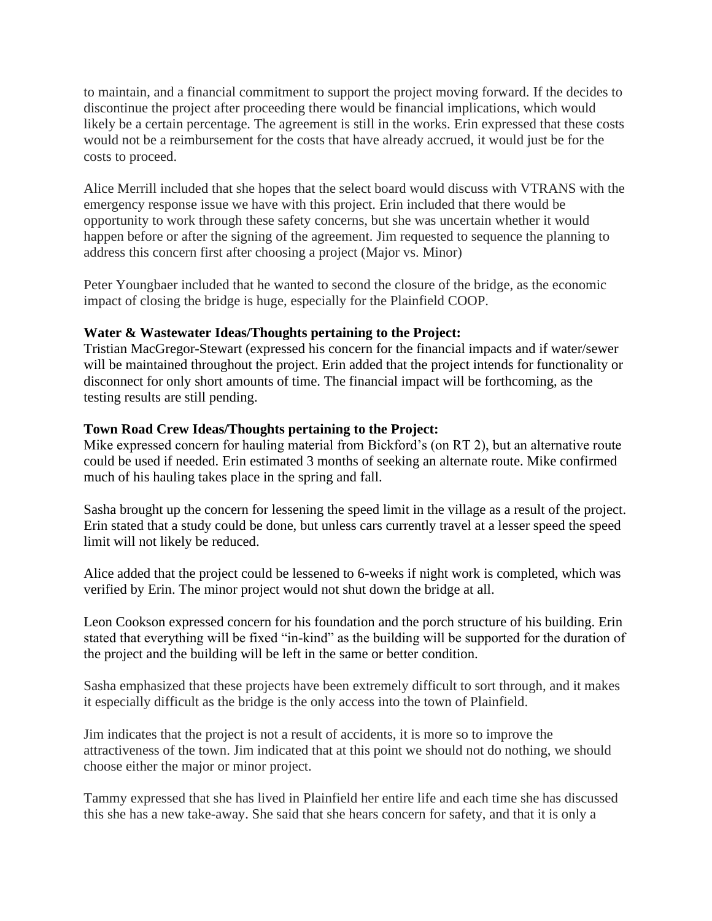to maintain, and a financial commitment to support the project moving forward. If the decides to discontinue the project after proceeding there would be financial implications, which would likely be a certain percentage. The agreement is still in the works. Erin expressed that these costs would not be a reimbursement for the costs that have already accrued, it would just be for the costs to proceed.

Alice Merrill included that she hopes that the select board would discuss with VTRANS with the emergency response issue we have with this project. Erin included that there would be opportunity to work through these safety concerns, but she was uncertain whether it would happen before or after the signing of the agreement. Jim requested to sequence the planning to address this concern first after choosing a project (Major vs. Minor)

Peter Youngbaer included that he wanted to second the closure of the bridge, as the economic impact of closing the bridge is huge, especially for the Plainfield COOP.

**Water & Wastewater Ideas/Thoughts pertaining to the Project:**
Tristian MacGregor-Stewart (expressed his concern for the financial impacts and if water/sewer will be maintained throughout the project. Erin added that the project intends for functionality or disconnect for only short amounts of time. The financial impact will be forthcoming, as the testing results are still pending.

**Town Road Crew Ideas/Thoughts pertaining to the Project:**
Mike expressed concern for hauling material from Bickford's (on RT 2), but an alternative route could be used if needed. Erin estimated 3 months of seeking an alternate route. Mike confirmed much of his hauling takes place in the spring and fall.

Sasha brought up the concern for lessening the speed limit in the village as a result of the project. Erin stated that a study could be done, but unless cars currently travel at a lesser speed the speed limit will not likely be reduced.

Alice added that the project could be lessened to 6-weeks if night work is completed, which was verified by Erin. The minor project would not shut down the bridge at all.

Leon Cookson expressed concern for his foundation and the porch structure of his building. Erin stated that everything will be fixed "in-kind" as the building will be supported for the duration of the project and the building will be left in the same or better condition.

Sasha emphasized that these projects have been extremely difficult to sort through, and it makes it especially difficult as the bridge is the only access into the town of Plainfield.

Jim indicates that the project is not a result of accidents, it is more so to improve the attractiveness of the town. Jim indicated that at this point we should not do nothing, we should choose either the major or minor project.

Tammy expressed that she has lived in Plainfield her entire life and each time she has discussed this she has a new take-away. She said that she hears concern for safety, and that it is only a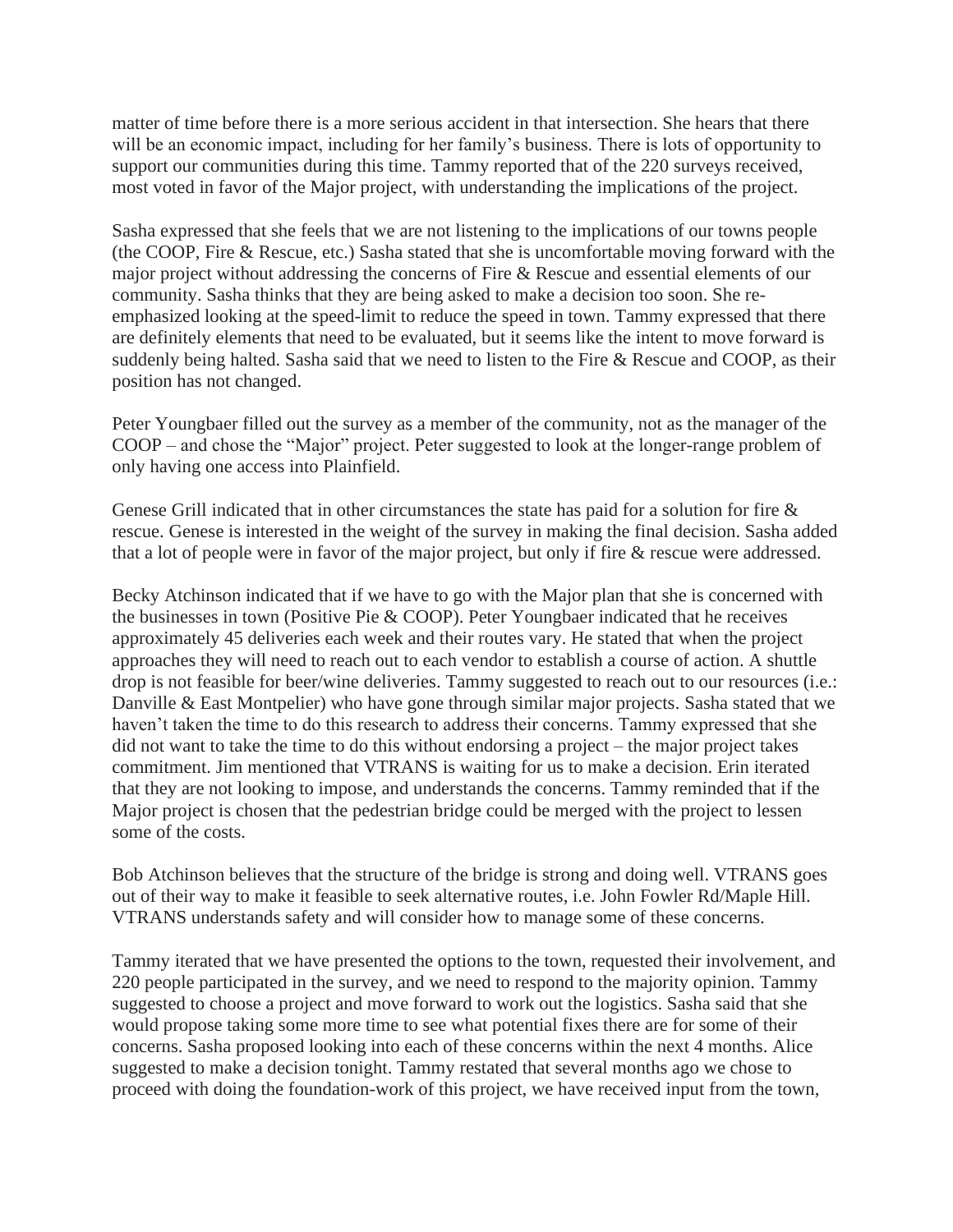matter of time before there is a more serious accident in that intersection. She hears that there will be an economic impact, including for her family's business. There is lots of opportunity to support our communities during this time. Tammy reported that of the 220 surveys received, most voted in favor of the Major project, with understanding the implications of the project.

Sasha expressed that she feels that we are not listening to the implications of our towns people (the COOP, Fire & Rescue, etc.) Sasha stated that she is uncomfortable moving forward with the major project without addressing the concerns of Fire & Rescue and essential elements of our community. Sasha thinks that they are being asked to make a decision too soon. She re-emphasized looking at the speed-limit to reduce the speed in town. Tammy expressed that there are definitely elements that need to be evaluated, but it seems like the intent to move forward is suddenly being halted. Sasha said that we need to listen to the Fire & Rescue and COOP, as their position has not changed.

Peter Youngbaer filled out the survey as a member of the community, not as the manager of the COOP – and chose the "Major" project. Peter suggested to look at the longer-range problem of only having one access into Plainfield.

Genese Grill indicated that in other circumstances the state has paid for a solution for fire & rescue. Genese is interested in the weight of the survey in making the final decision. Sasha added that a lot of people were in favor of the major project, but only if fire & rescue were addressed.

Becky Atchinson indicated that if we have to go with the Major plan that she is concerned with the businesses in town (Positive Pie & COOP). Peter Youngbaer indicated that he receives approximately 45 deliveries each week and their routes vary. He stated that when the project approaches they will need to reach out to each vendor to establish a course of action. A shuttle drop is not feasible for beer/wine deliveries. Tammy suggested to reach out to our resources (i.e.: Danville & East Montpelier) who have gone through similar major projects. Sasha stated that we haven't taken the time to do this research to address their concerns. Tammy expressed that she did not want to take the time to do this without endorsing a project – the major project takes commitment. Jim mentioned that VTRANS is waiting for us to make a decision. Erin iterated that they are not looking to impose, and understands the concerns. Tammy reminded that if the Major project is chosen that the pedestrian bridge could be merged with the project to lessen some of the costs.

Bob Atchinson believes that the structure of the bridge is strong and doing well. VTRANS goes out of their way to make it feasible to seek alternative routes, i.e. John Fowler Rd/Maple Hill. VTRANS understands safety and will consider how to manage some of these concerns.

Tammy iterated that we have presented the options to the town, requested their involvement, and 220 people participated in the survey, and we need to respond to the majority opinion. Tammy suggested to choose a project and move forward to work out the logistics. Sasha said that she would propose taking some more time to see what potential fixes there are for some of their concerns. Sasha proposed looking into each of these concerns within the next 4 months. Alice suggested to make a decision tonight. Tammy restated that several months ago we chose to proceed with doing the foundation-work of this project, we have received input from the town,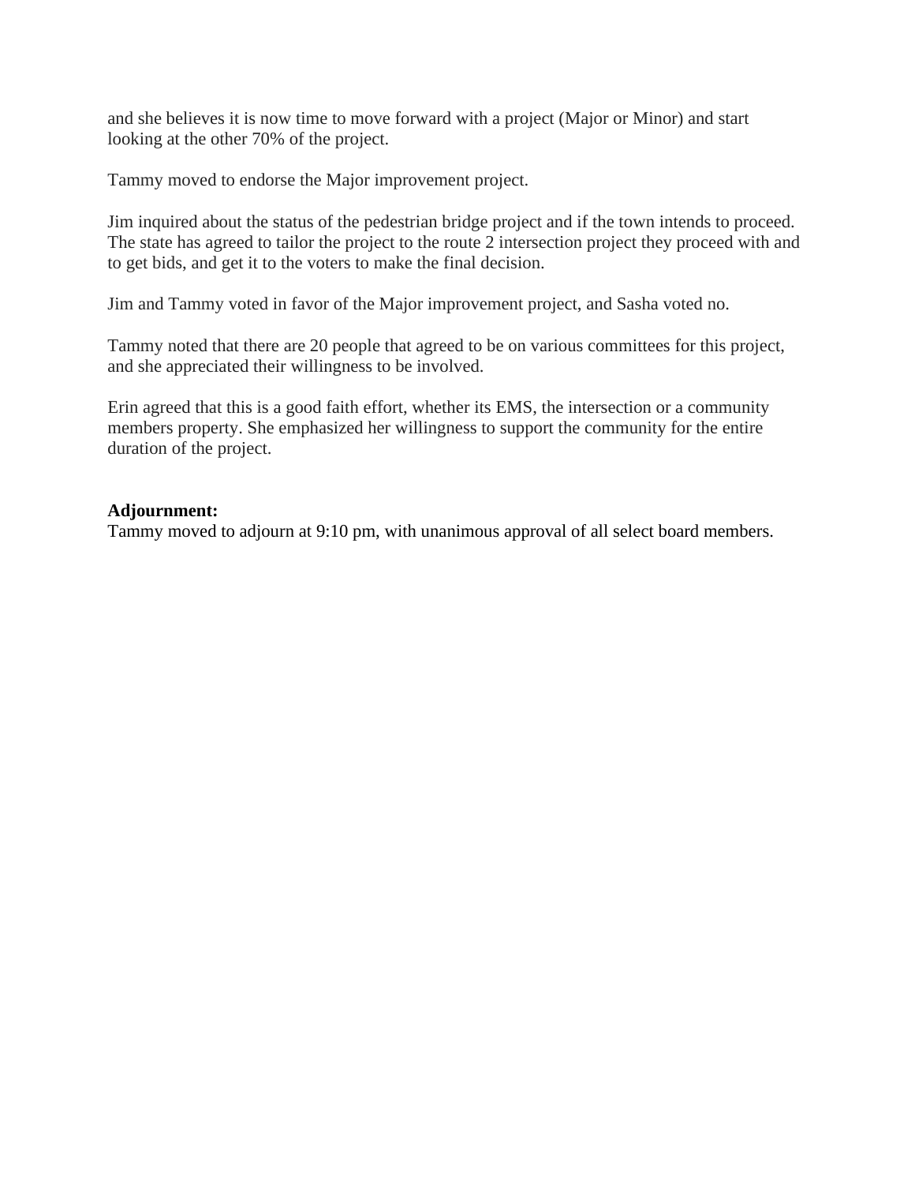and she believes it is now time to move forward with a project (Major or Minor) and start looking at the other 70% of the project.

Tammy moved to endorse the Major improvement project.

Jim inquired about the status of the pedestrian bridge project and if the town intends to proceed. The state has agreed to tailor the project to the route 2 intersection project they proceed with and to get bids, and get it to the voters to make the final decision.

Jim and Tammy voted in favor of the Major improvement project, and Sasha voted no.

Tammy noted that there are 20 people that agreed to be on various committees for this project, and she appreciated their willingness to be involved.

Erin agreed that this is a good faith effort, whether its EMS, the intersection or a community members property. She emphasized her willingness to support the community for the entire duration of the project.

**Adjournment:**
Tammy moved to adjourn at 9:10 pm, with unanimous approval of all select board members.